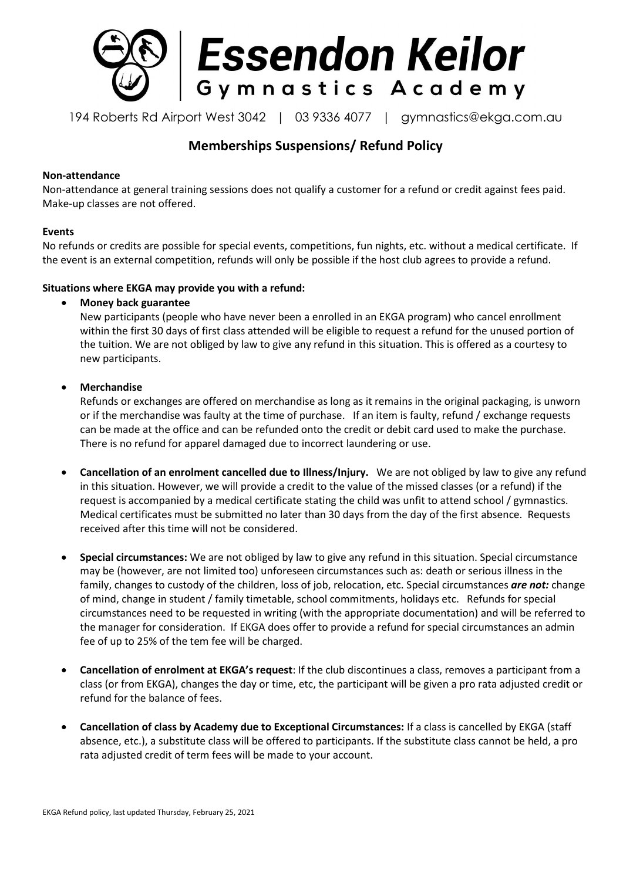# Essendon Keilor
**Gymnastics Academy**

194 Roberts Rd Airport West 3042 | 03 9336 4077 | gymnastics@ekga.com.au

## Memberships Suspensions/ Refund Policy

**Non-attendance**
Non-attendance at general training sessions does not qualify a customer for a refund or credit against fees paid. Make-up classes are not offered.

**Events**
No refunds or credits are possible for special events, competitions, fun nights, etc. without a medical certificate. If the event is an external competition, refunds will only be possible if the host club agrees to provide a refund.

**Situations where EKGA may provide you with a refund:**

- **Money back guarantee**
  New participants (people who have never been a enrolled in an EKGA program) who cancel enrollment within the first 30 days of first class attended will be eligible to request a refund for the unused portion of the tuition. We are not obliged by law to give any refund in this situation. This is offered as a courtesy to new participants.

- **Merchandise**
  Refunds or exchanges are offered on merchandise as long as it remains in the original packaging, is unworn or if the merchandise was faulty at the time of purchase. If an item is faulty, refund / exchange requests can be made at the office and can be refunded onto the credit or debit card used to make the purchase. There is no refund for apparel damaged due to incorrect laundering or use.

- **Cancellation of an enrolment cancelled due to Illness/Injury.** We are not obliged by law to give any refund in this situation. However, we will provide a credit to the value of the missed classes (or a refund) if the request is accompanied by a medical certificate stating the child was unfit to attend school / gymnastics. Medical certificates must be submitted no later than 30 days from the day of the first absence. Requests received after this time will not be considered.

- **Special circumstances:** We are not obliged by law to give any refund in this situation. Special circumstance may be (however, are not limited too) unforeseen circumstances such as: death or serious illness in the family, changes to custody of the children, loss of job, relocation, etc. Special circumstances ***are not:*** change of mind, change in student / family timetable, school commitments, holidays etc. Refunds for special circumstances need to be requested in writing (with the appropriate documentation) and will be referred to the manager for consideration. If EKGA does offer to provide a refund for special circumstances an admin fee of up to 25% of the tem fee will be charged.

- **Cancellation of enrolment at EKGA's request**: If the club discontinues a class, removes a participant from a class (or from EKGA), changes the day or time, etc, the participant will be given a pro rata adjusted credit or refund for the balance of fees.

- **Cancellation of class by Academy due to Exceptional Circumstances:** If a class is cancelled by EKGA (staff absence, etc.), a substitute class will be offered to participants. If the substitute class cannot be held, a pro rata adjusted credit of term fees will be made to your account.

EKGA Refund policy, last updated Thursday, February 25, 2021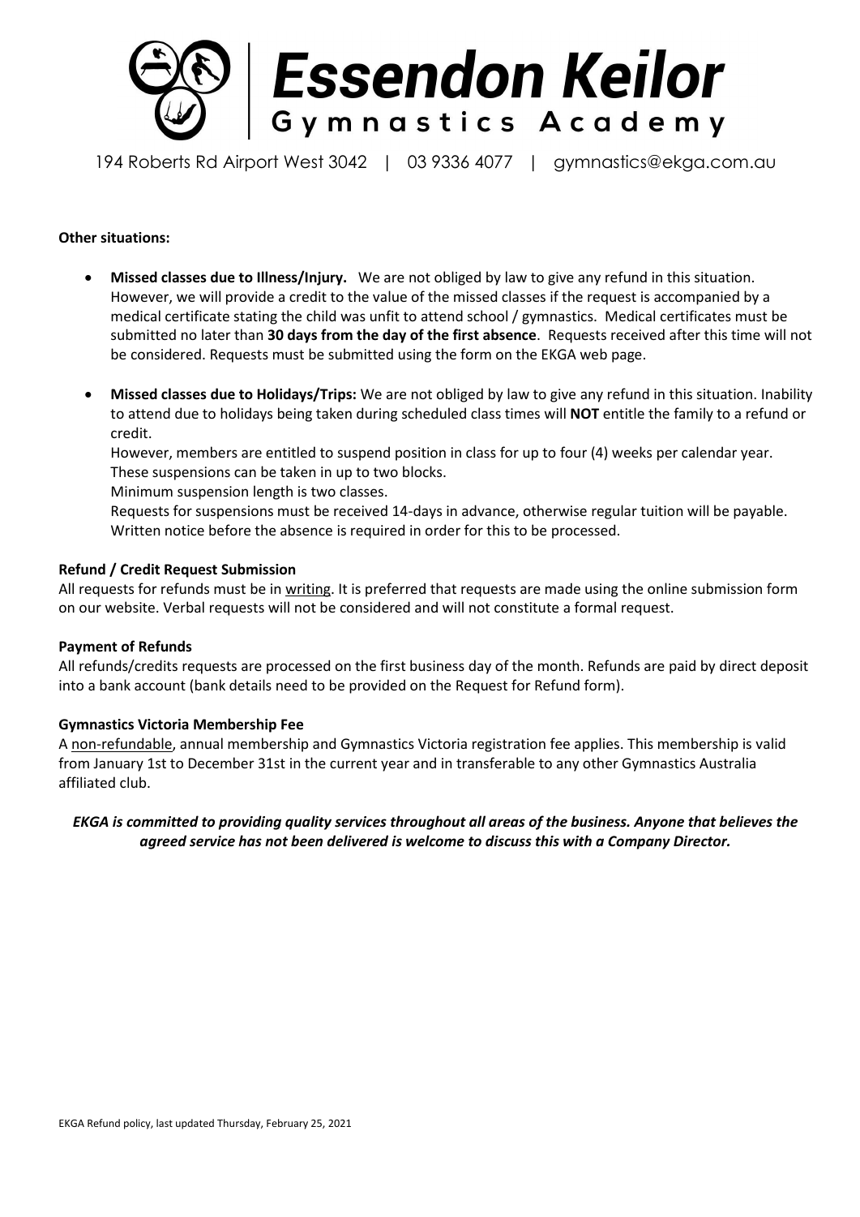**Other situations:**

- **Missed classes due to Illness/Injury.** We are not obliged by law to give any refund in this situation. However, we will provide a credit to the value of the missed classes if the request is accompanied by a medical certificate stating the child was unfit to attend school / gymnastics. Medical certificates must be submitted no later than **30 days from the day of the first absence**. Requests received after this time will not be considered. Requests must be submitted using the form on the EKGA web page.

- **Missed classes due to Holidays/Trips:** We are not obliged by law to give any refund in this situation. Inability to attend due to holidays being taken during scheduled class times will **NOT** entitle the family to a refund or credit.
  However, members are entitled to suspend position in class for up to four (4) weeks per calendar year.
  These suspensions can be taken in up to two blocks.
  Minimum suspension length is two classes.
  Requests for suspensions must be received 14-days in advance, otherwise regular tuition will be payable.
  Written notice before the absence is required in order for this to be processed.

**Refund / Credit Request Submission**

All requests for refunds must be in writing. It is preferred that requests are made using the online submission form on our website. Verbal requests will not be considered and will not constitute a formal request.

**Payment of Refunds**

All refunds/credits requests are processed on the first business day of the month. Refunds are paid by direct deposit into a bank account (bank details need to be provided on the Request for Refund form).

**Gymnastics Victoria Membership Fee**

A non-refundable, annual membership and Gymnastics Victoria registration fee applies. This membership is valid from January 1st to December 31st in the current year and in transferable to any other Gymnastics Australia affiliated club.

***EKGA is committed to providing quality services throughout all areas of the business. Anyone that believes the agreed service has not been delivered is welcome to discuss this with a Company Director.***

EKGA Refund policy, last updated Thursday, February 25, 2021